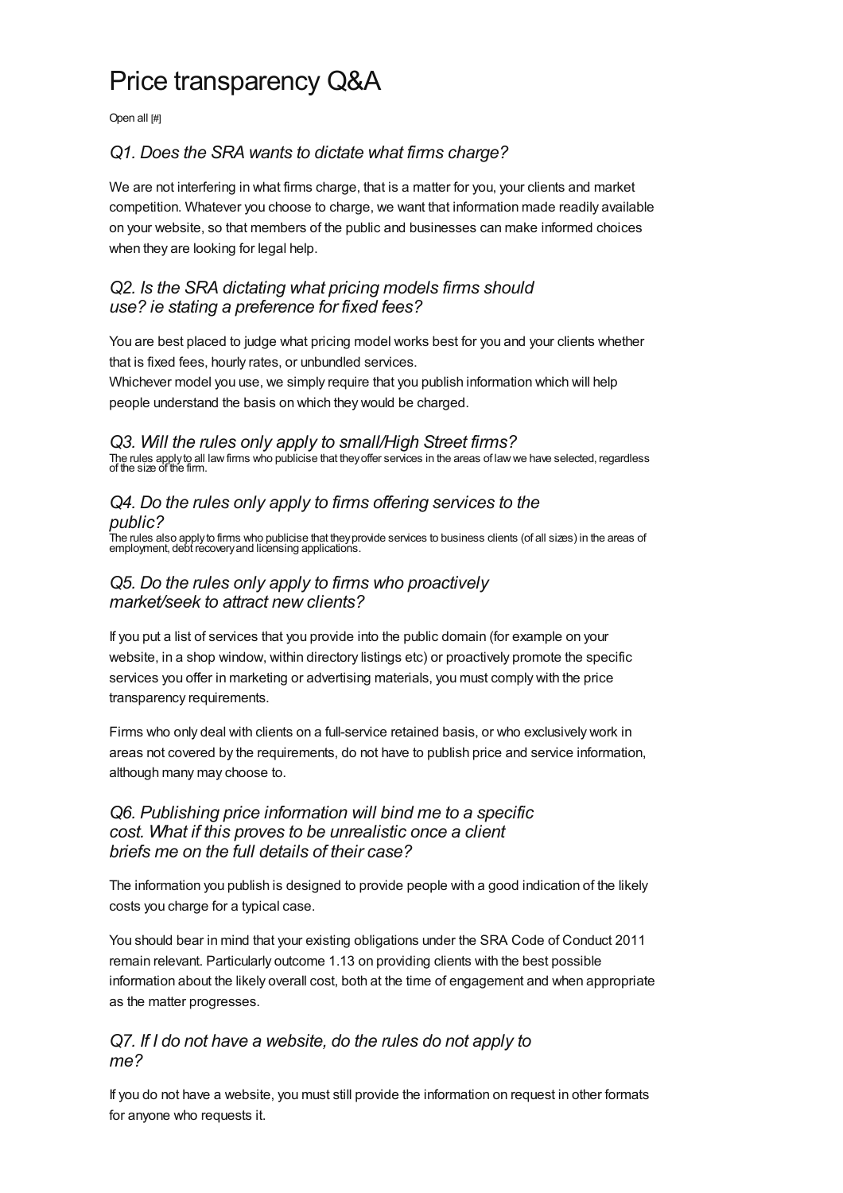# Price transparency Q&A

Open all [#]

### *Q1. Does the SRA wants to dictate what firms charge?*

We are not interfering in what firms charge, that is a matter for you, your clients and market competition. Whatever you choose to charge, we want that information made readily available on your website, so that members of the public and businesses can make informed choices when they are looking for legal help.

### *Q2. Is the SRA dictating what pricing models firms should use? ie stating a preference for fixed fees?*

You are best placed to judge what pricing model works best for you and your clients whether that is fixed fees, hourly rates, or unbundled services.
Whichever model you use, we simply require that you publish information which will help people understand the basis on which they would be charged.

### *Q3. Will the rules only apply to small/High Street firms?*

The rules apply to all law firms who publicise that they offer services in the areas of law we have selected, regardless of the size of the firm.

### *Q4. Do the rules only apply to firms offering services to the public?*

The rules also apply to firms who publicise that they provide services to business clients (of all sizes) in the areas of employment, debt recovery and licensing applications.

### *Q5. Do the rules only apply to firms who proactively market/seek to attract new clients?*

If you put a list of services that you provide into the public domain (for example on your website, in a shop window, within directory listings etc) or proactively promote the specific services you offer in marketing or advertising materials, you must comply with the price transparency requirements.

Firms who only deal with clients on a full-service retained basis, or who exclusively work in areas not covered by the requirements, do not have to publish price and service information, although many may choose to.

### *Q6. Publishing price information will bind me to a specific cost. What if this proves to be unrealistic once a client briefs me on the full details of their case?*

The information you publish is designed to provide people with a good indication of the likely costs you charge for a typical case.

You should bear in mind that your existing obligations under the SRA Code of Conduct 2011 remain relevant. Particularly outcome 1.13 on providing clients with the best possible information about the likely overall cost, both at the time of engagement and when appropriate as the matter progresses.

### *Q7. If I do not have a website, do the rules do not apply to me?*

If you do not have a website, you must still provide the information on request in other formats for anyone who requests it.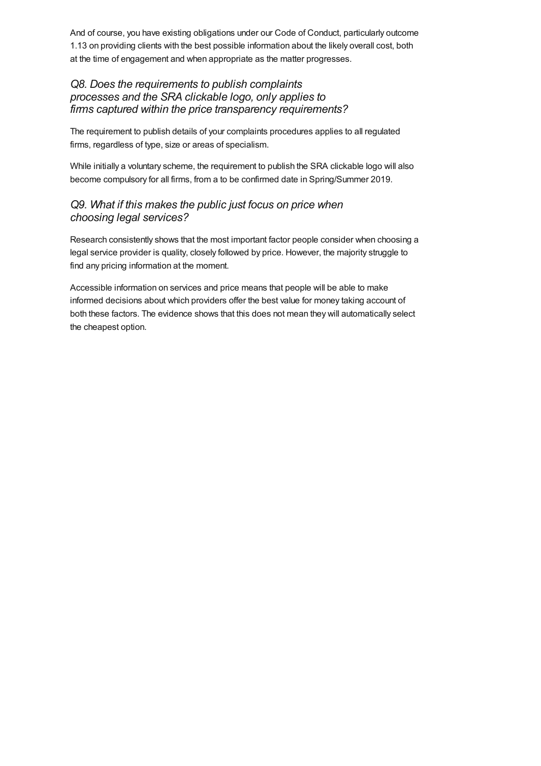And of course, you have existing obligations under our Code of Conduct, particularly outcome 1.13 on providing clients with the best possible information about the likely overall cost, both at the time of engagement and when appropriate as the matter progresses.

### *Q8. Does the requirements to publish complaints processes and the SRA clickable logo, only applies to firms captured within the price transparency requirements?*

The requirement to publish details of your complaints procedures applies to all regulated firms, regardless of type, size or areas of specialism.

While initially a voluntary scheme, the requirement to publish the SRA clickable logo will also become compulsory for all firms, from a to be confirmed date in Spring/Summer 2019.

### *Q9. What if this makes the public just focus on price when choosing legal services?*

Research consistently shows that the most important factor people consider when choosing a legal service provider is quality, closely followed by price. However, the majority struggle to find any pricing information at the moment.

Accessible information on services and price means that people will be able to make informed decisions about which providers offer the best value for money taking account of both these factors. The evidence shows that this does not mean they will automatically select the cheapest option.